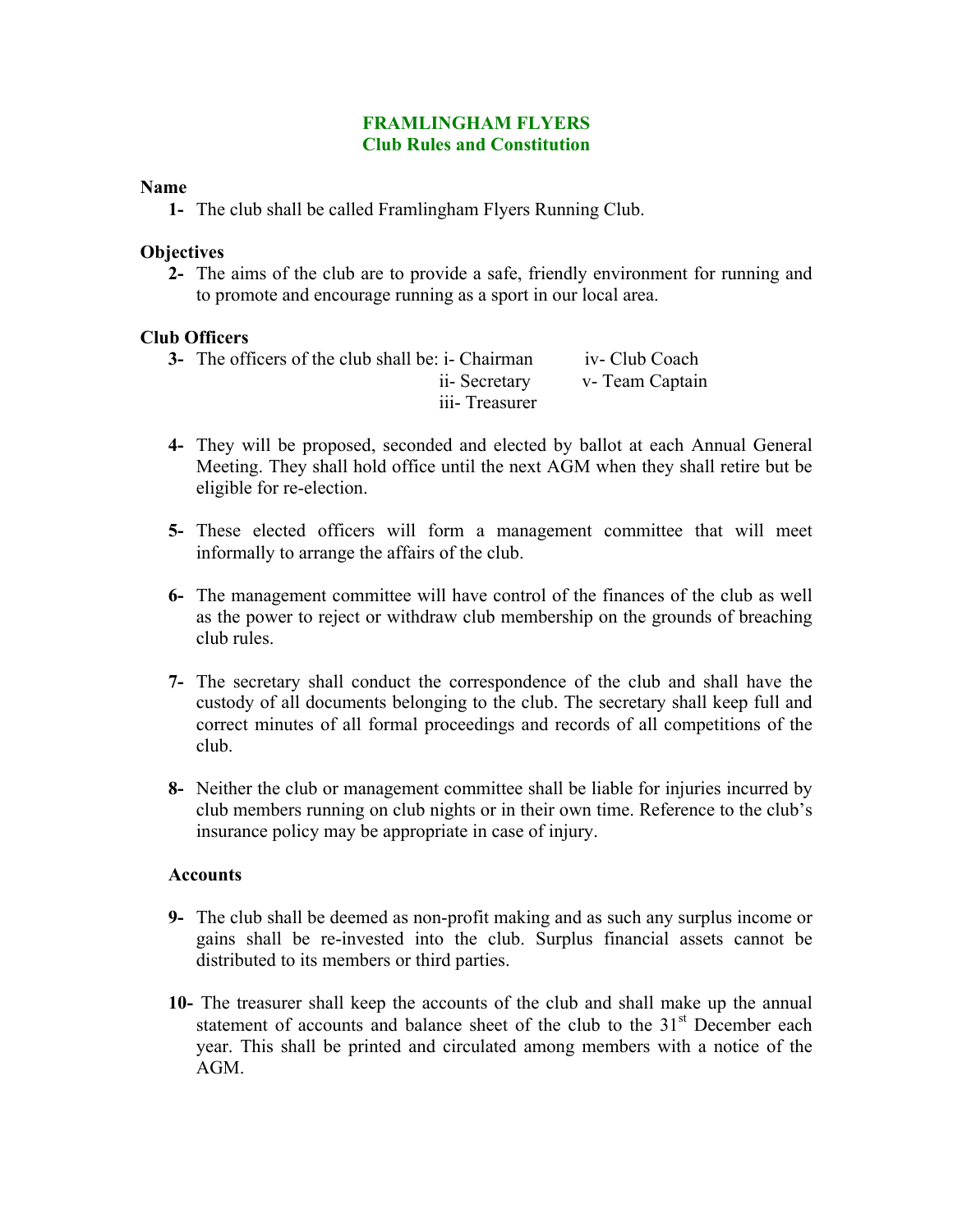# FRAMLINGHAM FLYERS
## Club Rules and Constitution

### Name

1- The club shall be called Framlingham Flyers Running Club.

### Objectives

2- The aims of the club are to provide a safe, friendly environment for running and to promote and encourage running as a sport in our local area.

### Club Officers

3- The officers of the club shall be:
   - i- Chairman
   - ii- Secretary
   - iii- Treasurer
   - iv- Club Coach
   - v- Team Captain

4- They will be proposed, seconded and elected by ballot at each Annual General Meeting. They shall hold office until the next AGM when they shall retire but be eligible for re-election.

5- These elected officers will form a management committee that will meet informally to arrange the affairs of the club.

6- The management committee will have control of the finances of the club as well as the power to reject or withdraw club membership on the grounds of breaching club rules.

7- The secretary shall conduct the correspondence of the club and shall have the custody of all documents belonging to the club. The secretary shall keep full and correct minutes of all formal proceedings and records of all competitions of the club.

8- Neither the club or management committee shall be liable for injuries incurred by club members running on club nights or in their own time. Reference to the club's insurance policy may be appropriate in case of injury.

### Accounts

9- The club shall be deemed as non-profit making and as such any surplus income or gains shall be re-invested into the club. Surplus financial assets cannot be distributed to its members or third parties.

10- The treasurer shall keep the accounts of the club and shall make up the annual statement of accounts and balance sheet of the club to the 31st December each year. This shall be printed and circulated among members with a notice of the AGM.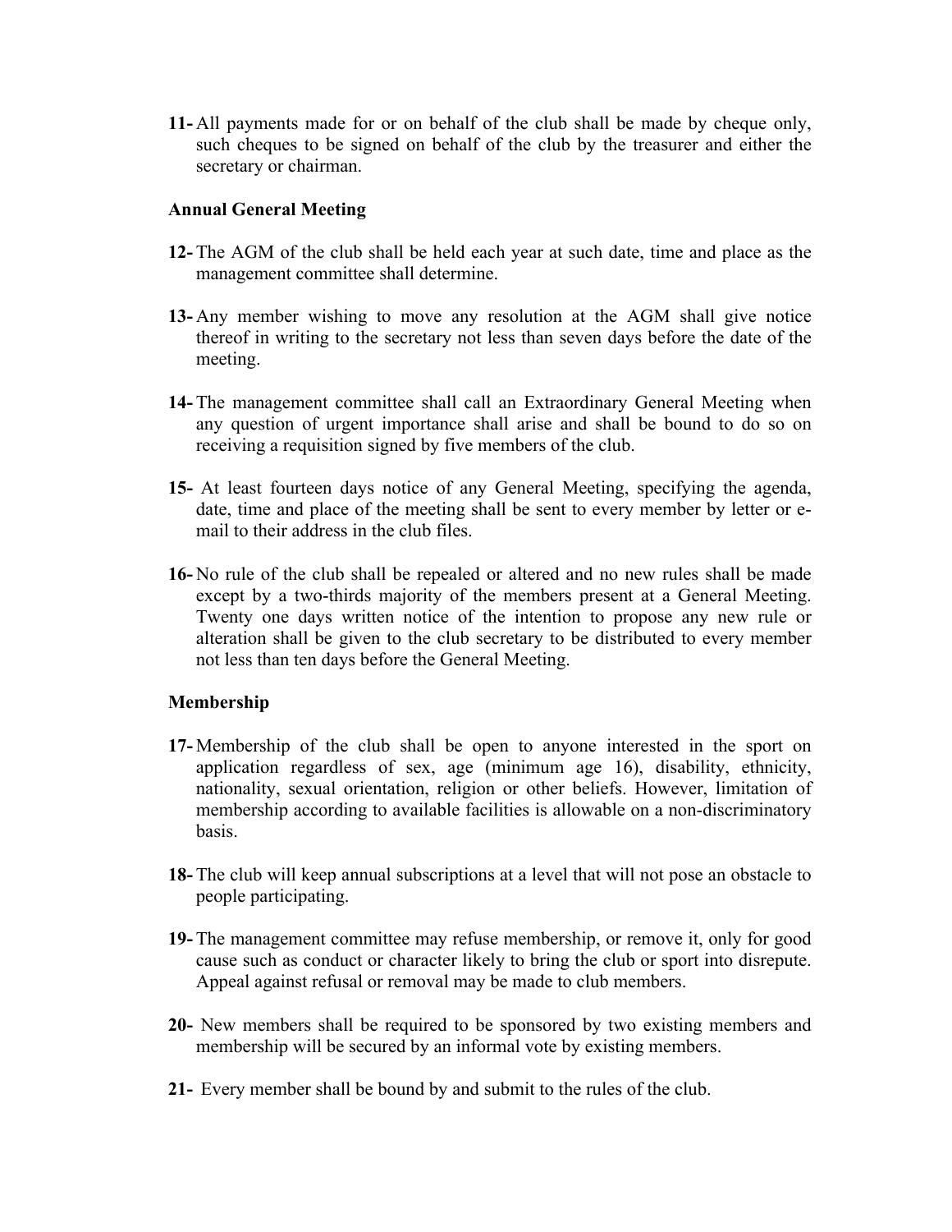11- All payments made for or on behalf of the club shall be made by cheque only, such cheques to be signed on behalf of the club by the treasurer and either the secretary or chairman.

**Annual General Meeting**

12- The AGM of the club shall be held each year at such date, time and place as the management committee shall determine.

13- Any member wishing to move any resolution at the AGM shall give notice thereof in writing to the secretary not less than seven days before the date of the meeting.

14- The management committee shall call an Extraordinary General Meeting when any question of urgent importance shall arise and shall be bound to do so on receiving a requisition signed by five members of the club.

15- At least fourteen days notice of any General Meeting, specifying the agenda, date, time and place of the meeting shall be sent to every member by letter or e-mail to their address in the club files.

16- No rule of the club shall be repealed or altered and no new rules shall be made except by a two-thirds majority of the members present at a General Meeting. Twenty one days written notice of the intention to propose any new rule or alteration shall be given to the club secretary to be distributed to every member not less than ten days before the General Meeting.

**Membership**

17- Membership of the club shall be open to anyone interested in the sport on application regardless of sex, age (minimum age 16), disability, ethnicity, nationality, sexual orientation, religion or other beliefs. However, limitation of membership according to available facilities is allowable on a non-discriminatory basis.

18- The club will keep annual subscriptions at a level that will not pose an obstacle to people participating.

19- The management committee may refuse membership, or remove it, only for good cause such as conduct or character likely to bring the club or sport into disrepute. Appeal against refusal or removal may be made to club members.

20- New members shall be required to be sponsored by two existing members and membership will be secured by an informal vote by existing members.

21- Every member shall be bound by and submit to the rules of the club.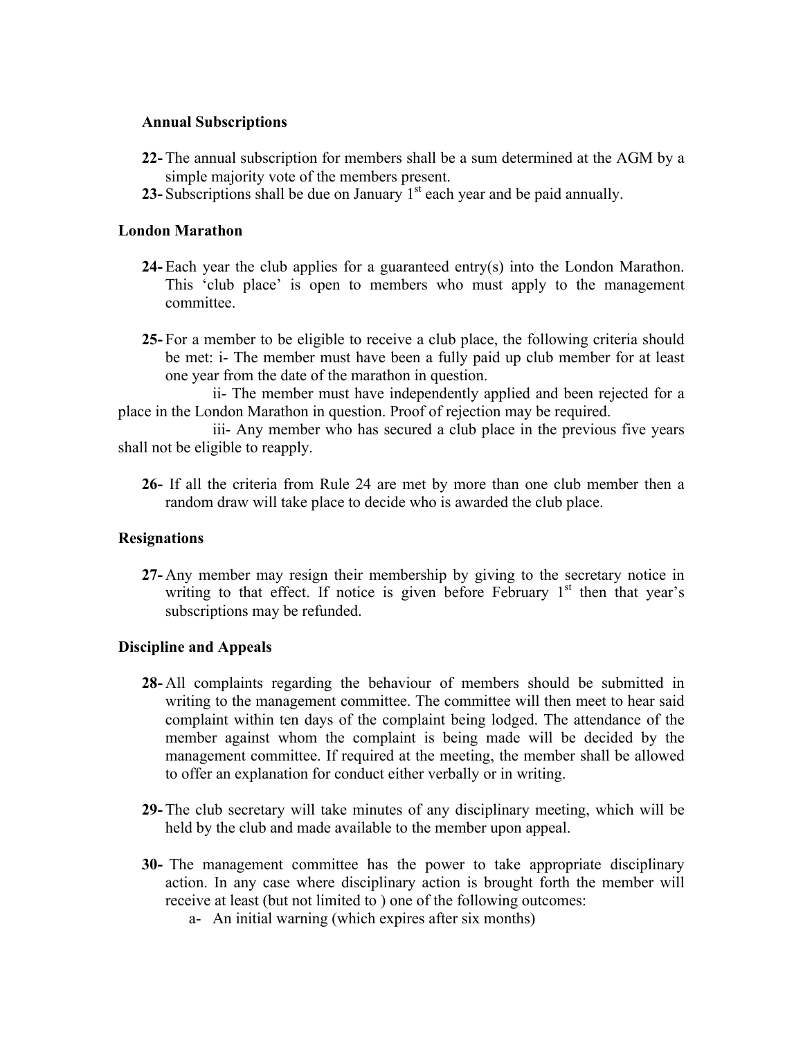**Annual Subscriptions**

**22-** The annual subscription for members shall be a sum determined at the AGM by a simple majority vote of the members present.

**23-** Subscriptions shall be due on January 1st each year and be paid annually.

**London Marathon**

**24-** Each year the club applies for a guaranteed entry(s) into the London Marathon. This 'club place' is open to members who must apply to the management committee.

**25-** For a member to be eligible to receive a club place, the following criteria should be met: i- The member must have been a fully paid up club member for at least one year from the date of the marathon in question.

ii- The member must have independently applied and been rejected for a place in the London Marathon in question. Proof of rejection may be required.

iii- Any member who has secured a club place in the previous five years shall not be eligible to reapply.

**26-** If all the criteria from Rule 24 are met by more than one club member then a random draw will take place to decide who is awarded the club place.

**Resignations**

**27-** Any member may resign their membership by giving to the secretary notice in writing to that effect. If notice is given before February 1st then that year's subscriptions may be refunded.

**Discipline and Appeals**

**28-** All complaints regarding the behaviour of members should be submitted in writing to the management committee. The committee will then meet to hear said complaint within ten days of the complaint being lodged. The attendance of the member against whom the complaint is being made will be decided by the management committee. If required at the meeting, the member shall be allowed to offer an explanation for conduct either verbally or in writing.

**29-** The club secretary will take minutes of any disciplinary meeting, which will be held by the club and made available to the member upon appeal.

**30-** The management committee has the power to take appropriate disciplinary action. In any case where disciplinary action is brought forth the member will receive at least (but not limited to ) one of the following outcomes:

a- An initial warning (which expires after six months)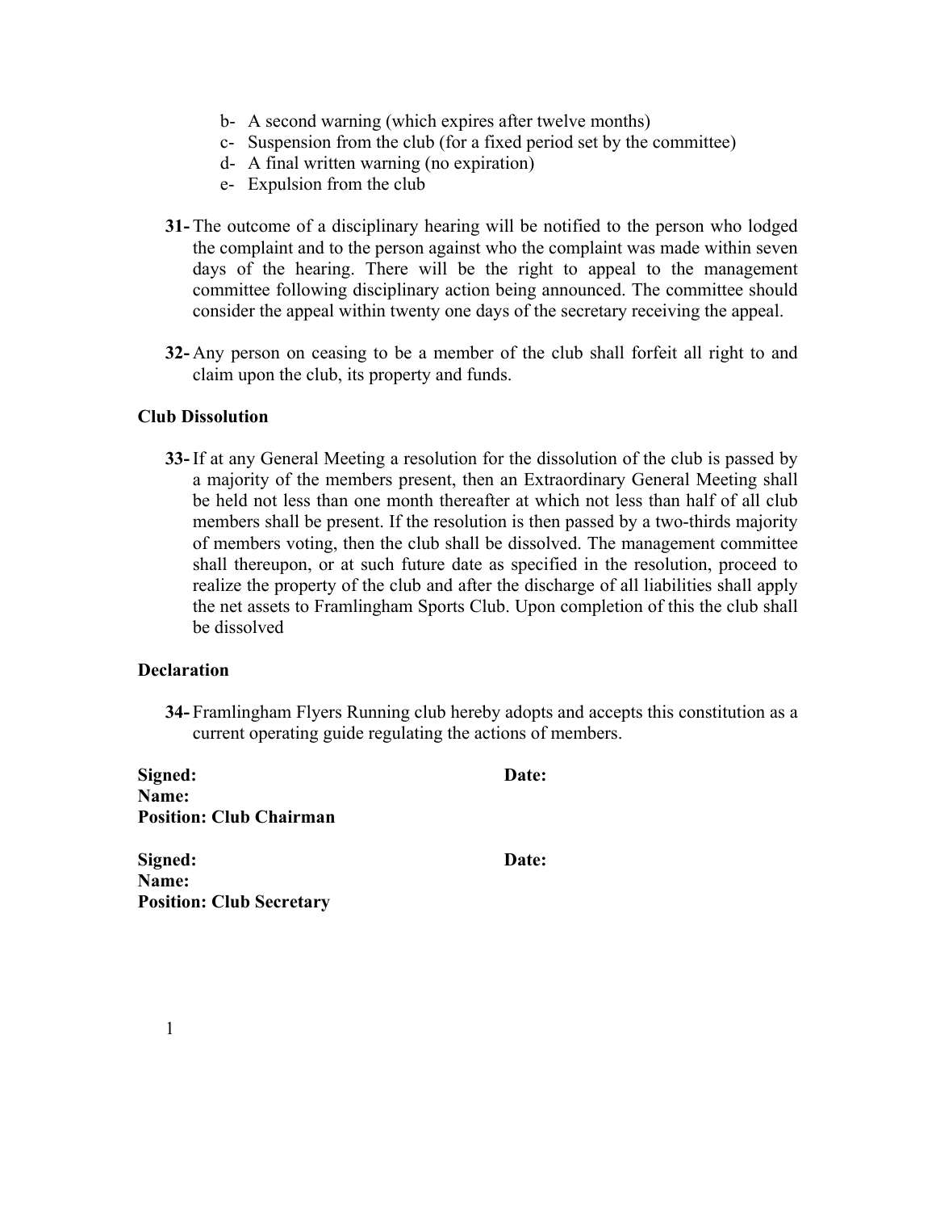b- A second warning (which expires after twelve months)
c- Suspension from the club (for a fixed period set by the committee)
d- A final written warning (no expiration)
e- Expulsion from the club

**31-** The outcome of a disciplinary hearing will be notified to the person who lodged the complaint and to the person against who the complaint was made within seven days of the hearing. There will be the right to appeal to the management committee following disciplinary action being announced. The committee should consider the appeal within twenty one days of the secretary receiving the appeal.

**32-** Any person on ceasing to be a member of the club shall forfeit all right to and claim upon the club, its property and funds.

**Club Dissolution**

**33-** If at any General Meeting a resolution for the dissolution of the club is passed by a majority of the members present, then an Extraordinary General Meeting shall be held not less than one month thereafter at which not less than half of all club members shall be present. If the resolution is then passed by a two-thirds majority of members voting, then the club shall be dissolved. The management committee shall thereupon, or at such future date as specified in the resolution, proceed to realize the property of the club and after the discharge of all liabilities shall apply the net assets to Framlingham Sports Club. Upon completion of this the club shall be dissolved

**Declaration**

**34-** Framlingham Flyers Running club hereby adopts and accepts this constitution as a current operating guide regulating the actions of members.

**Signed:** **Date:**
**Name:**
**Position: Club Chairman**

**Signed:** **Date:**
**Name:**
**Position: Club Secretary**